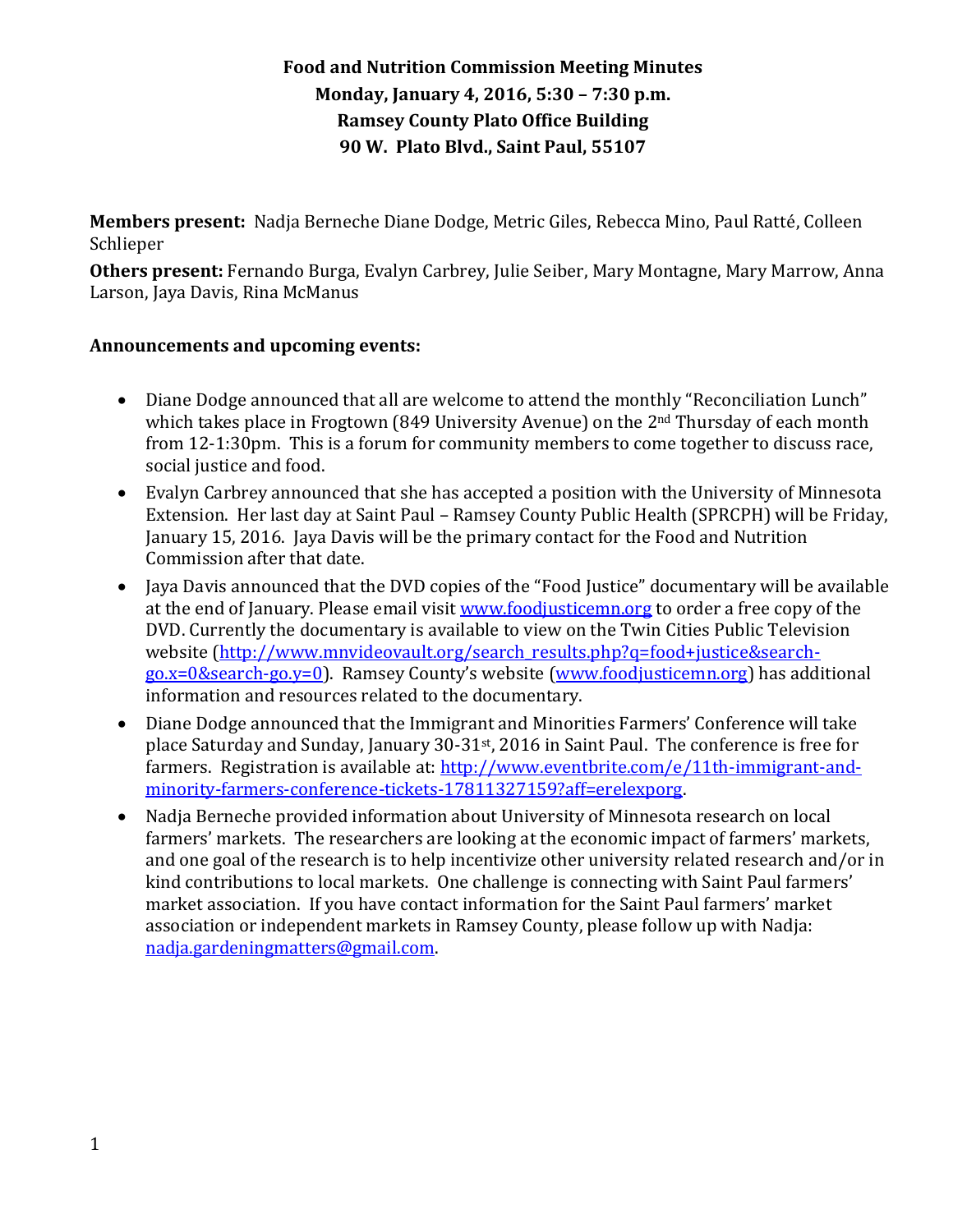**Food and Nutrition Commission Meeting Minutes**
**Monday, January 4, 2016, 5:30 – 7:30 p.m.**
**Ramsey County Plato Office Building**
**90 W. Plato Blvd., Saint Paul, 55107**

**Members present:** Nadja Berneche Diane Dodge, Metric Giles, Rebecca Mino, Paul Ratté, Colleen Schlieper

**Others present:** Fernando Burga, Evalyn Carbrey, Julie Seiber, Mary Montagne, Mary Marrow, Anna Larson, Jaya Davis, Rina McManus

**Announcements and upcoming events:**

- Diane Dodge announced that all are welcome to attend the monthly "Reconciliation Lunch" which takes place in Frogtown (849 University Avenue) on the 2nd Thursday of each month from 12-1:30pm. This is a forum for community members to come together to discuss race, social justice and food.
- Evalyn Carbrey announced that she has accepted a position with the University of Minnesota Extension. Her last day at Saint Paul – Ramsey County Public Health (SPRCPH) will be Friday, January 15, 2016. Jaya Davis will be the primary contact for the Food and Nutrition Commission after that date.
- Jaya Davis announced that the DVD copies of the "Food Justice" documentary will be available at the end of January. Please email visit [www.foodjusticemn.org](www.foodjusticemn.org) to order a free copy of the DVD. Currently the documentary is available to view on the Twin Cities Public Television website ([http://www.mnvideovault.org/search_results.php?q=food+justice&search-go.x=0&search-go.y=0](http://www.mnvideovault.org/search_results.php?q=food+justice&search-go.x=0&search-go.y=0)). Ramsey County's website ([www.foodjusticemn.org](www.foodjusticemn.org)) has additional information and resources related to the documentary.
- Diane Dodge announced that the Immigrant and Minorities Farmers' Conference will take place Saturday and Sunday, January 30-31st, 2016 in Saint Paul. The conference is free for farmers. Registration is available at: [http://www.eventbrite.com/e/11th-immigrant-and-minority-farmers-conference-tickets-17811327159?aff=erelexporg](http://www.eventbrite.com/e/11th-immigrant-and-minority-farmers-conference-tickets-17811327159?aff=erelexporg).
- Nadja Berneche provided information about University of Minnesota research on local farmers' markets. The researchers are looking at the economic impact of farmers' markets, and one goal of the research is to help incentivize other university related research and/or in kind contributions to local markets. One challenge is connecting with Saint Paul farmers' market association. If you have contact information for the Saint Paul farmers' market association or independent markets in Ramsey County, please follow up with Nadja: [nadja.gardeningmatters@gmail.com](mailto:nadja.gardeningmatters@gmail.com).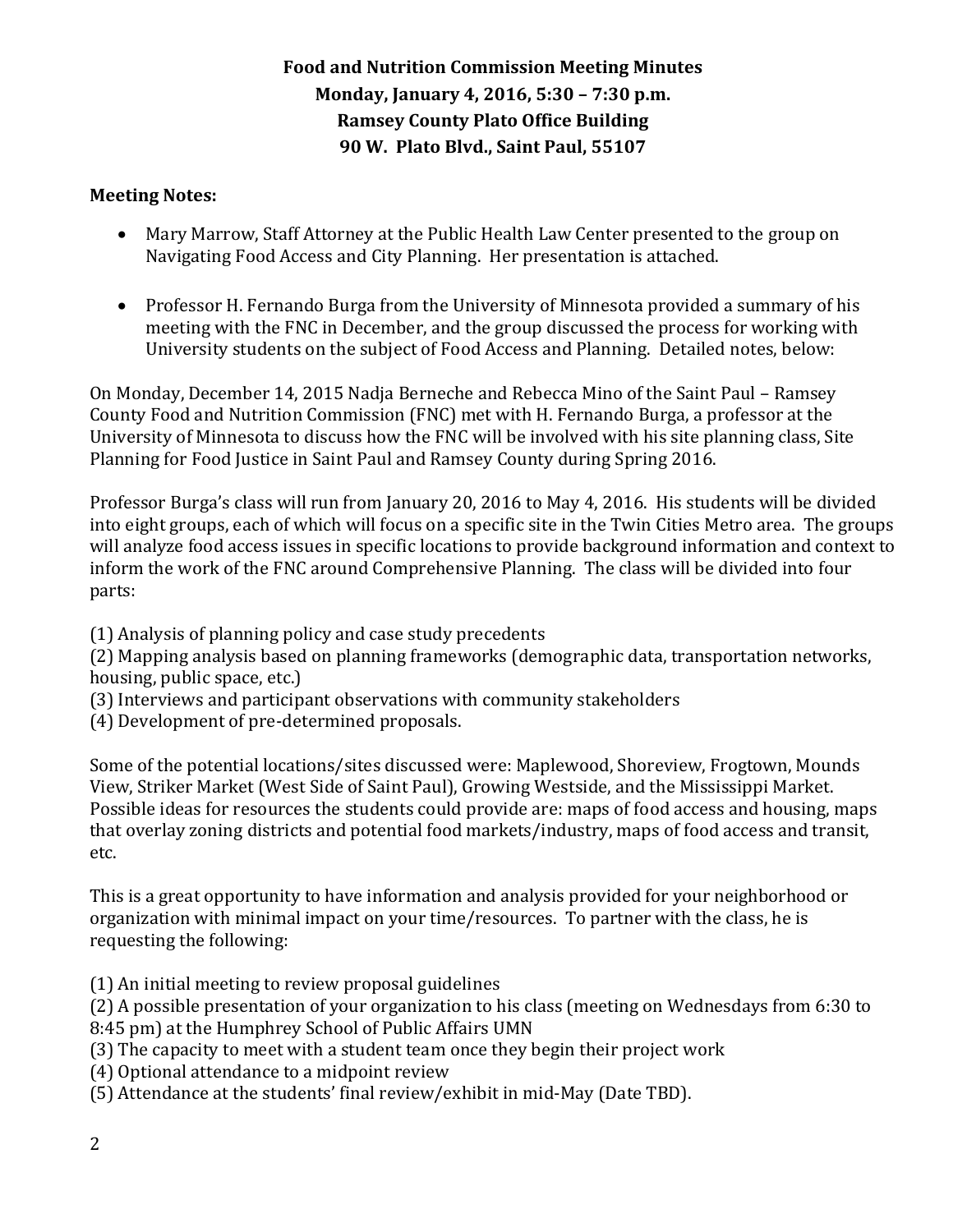**Food and Nutrition Commission Meeting Minutes**
**Monday, January 4, 2016, 5:30 – 7:30 p.m.**
**Ramsey County Plato Office Building**
**90 W. Plato Blvd., Saint Paul, 55107**

**Meeting Notes:**

- Mary Marrow, Staff Attorney at the Public Health Law Center presented to the group on Navigating Food Access and City Planning. Her presentation is attached.

- Professor H. Fernando Burga from the University of Minnesota provided a summary of his meeting with the FNC in December, and the group discussed the process for working with University students on the subject of Food Access and Planning. Detailed notes, below:

On Monday, December 14, 2015 Nadja Berneche and Rebecca Mino of the Saint Paul – Ramsey County Food and Nutrition Commission (FNC) met with H. Fernando Burga, a professor at the University of Minnesota to discuss how the FNC will be involved with his site planning class, Site Planning for Food Justice in Saint Paul and Ramsey County during Spring 2016.

Professor Burga's class will run from January 20, 2016 to May 4, 2016. His students will be divided into eight groups, each of which will focus on a specific site in the Twin Cities Metro area. The groups will analyze food access issues in specific locations to provide background information and context to inform the work of the FNC around Comprehensive Planning. The class will be divided into four parts:

(1) Analysis of planning policy and case study precedents
(2) Mapping analysis based on planning frameworks (demographic data, transportation networks, housing, public space, etc.)
(3) Interviews and participant observations with community stakeholders
(4) Development of pre-determined proposals.

Some of the potential locations/sites discussed were: Maplewood, Shoreview, Frogtown, Mounds View, Striker Market (West Side of Saint Paul), Growing Westside, and the Mississippi Market. Possible ideas for resources the students could provide are: maps of food access and housing, maps that overlay zoning districts and potential food markets/industry, maps of food access and transit, etc.

This is a great opportunity to have information and analysis provided for your neighborhood or organization with minimal impact on your time/resources. To partner with the class, he is requesting the following:

(1) An initial meeting to review proposal guidelines
(2) A possible presentation of your organization to his class (meeting on Wednesdays from 6:30 to 8:45 pm) at the Humphrey School of Public Affairs UMN
(3) The capacity to meet with a student team once they begin their project work
(4) Optional attendance to a midpoint review
(5) Attendance at the students' final review/exhibit in mid-May (Date TBD).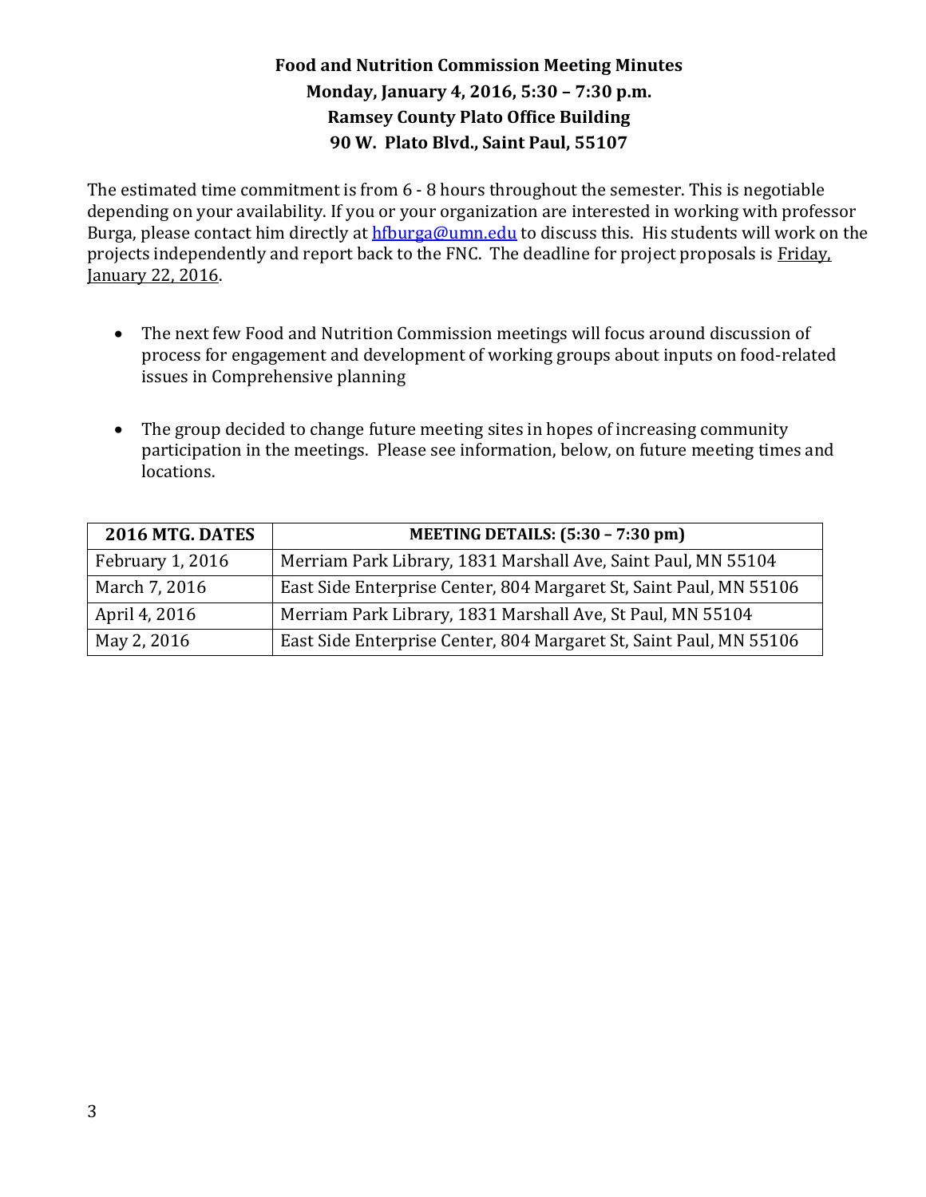**Food and Nutrition Commission Meeting Minutes**
**Monday, January 4, 2016, 5:30 – 7:30 p.m.**
**Ramsey County Plato Office Building**
**90 W. Plato Blvd., Saint Paul, 55107**

The estimated time commitment is from 6 - 8 hours throughout the semester. This is negotiable depending on your availability. If you or your organization are interested in working with professor Burga, please contact him directly at [hfburga@umn.edu](mailto:hfburga@umn.edu) to discuss this. His students will work on the projects independently and report back to the FNC. The deadline for project proposals is <u>Friday, January 22, 2016</u>.

- The next few Food and Nutrition Commission meetings will focus around discussion of process for engagement and development of working groups about inputs on food-related issues in Comprehensive planning

- The group decided to change future meeting sites in hopes of increasing community participation in the meetings. Please see information, below, on future meeting times and locations.

| **2016 MTG. DATES** | **MEETING DETAILS: (5:30 – 7:30 pm)** |
|---|---|
| February 1, 2016 | Merriam Park Library, 1831 Marshall Ave, Saint Paul, MN 55104 |
| March 7, 2016 | East Side Enterprise Center, 804 Margaret St, Saint Paul, MN 55106 |
| April 4, 2016 | Merriam Park Library, 1831 Marshall Ave, St Paul, MN 55104 |
| May 2, 2016 | East Side Enterprise Center, 804 Margaret St, Saint Paul, MN 55106 |